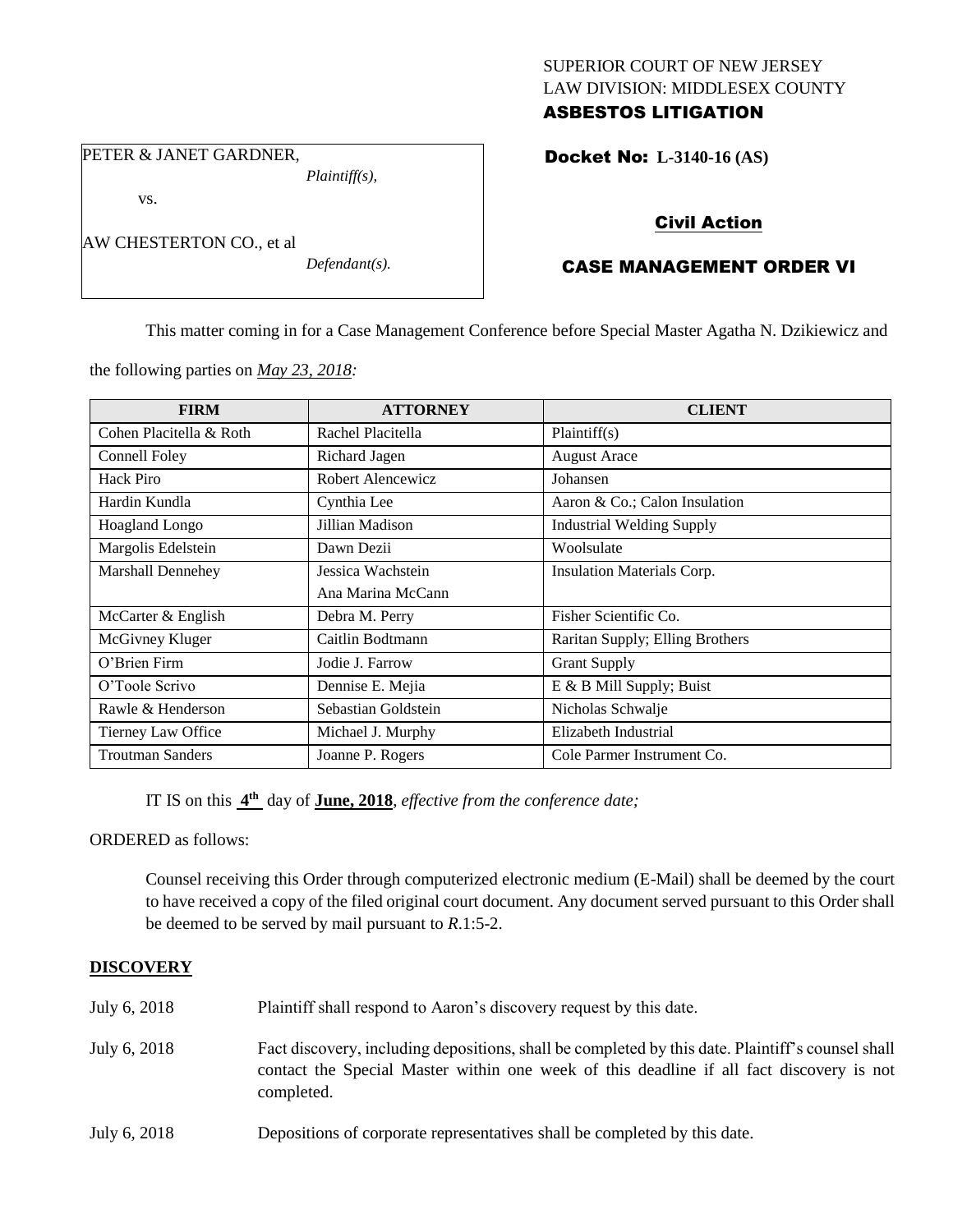SUPERIOR COURT OF NEW JERSEY
LAW DIVISION: MIDDLESEX COUNTY
**ASBESTOS LITIGATION**

PETER & JANET GARDNER,
*Plaintiff(s),*
vs.
AW CHESTERTON CO., et al
*Defendant(s).*

**Docket No: L-3140-16 (AS)**

**Civil Action**

**CASE MANAGEMENT ORDER VI**

This matter coming in for a Case Management Conference before Special Master Agatha N. Dzikiewicz and the following parties on *May 23, 2018:*

| FIRM | ATTORNEY | CLIENT |
|---|---|---|
| Cohen Placitella & Roth | Rachel Placitella | Plaintiff(s) |
| Connell Foley | Richard Jagen | August Arace |
| Hack Piro | Robert Alencewicz | Johansen |
| Hardin Kundla | Cynthia Lee | Aaron & Co.; Calon Insulation |
| Hoagland Longo | Jillian Madison | Industrial Welding Supply |
| Margolis Edelstein | Dawn Dezii | Woolsulate |
| Marshall Dennehey | Jessica Wachstein<br>Ana Marina McCann | Insulation Materials Corp. |
| McCarter & English | Debra M. Perry | Fisher Scientific Co. |
| McGivney Kluger | Caitlin Bodtmann | Raritan Supply; Elling Brothers |
| O'Brien Firm | Jodie J. Farrow | Grant Supply |
| O'Toole Scrivo | Dennise E. Mejia | E & B Mill Supply; Buist |
| Rawle & Henderson | Sebastian Goldstein | Nicholas Schwalje |
| Tierney Law Office | Michael J. Murphy | Elizabeth Industrial |
| Troutman Sanders | Joanne P. Rogers | Cole Parmer Instrument Co. |

IT IS on this **4th** day of **June, 2018**, *effective from the conference date;*

ORDERED as follows:

Counsel receiving this Order through computerized electronic medium (E-Mail) shall be deemed by the court to have received a copy of the filed original court document. Any document served pursuant to this Order shall be deemed to be served by mail pursuant to *R*.1:5-2.

**DISCOVERY**

July 6, 2018 — Plaintiff shall respond to Aaron's discovery request by this date.

July 6, 2018 — Fact discovery, including depositions, shall be completed by this date. Plaintiff's counsel shall contact the Special Master within one week of this deadline if all fact discovery is not completed.

July 6, 2018 — Depositions of corporate representatives shall be completed by this date.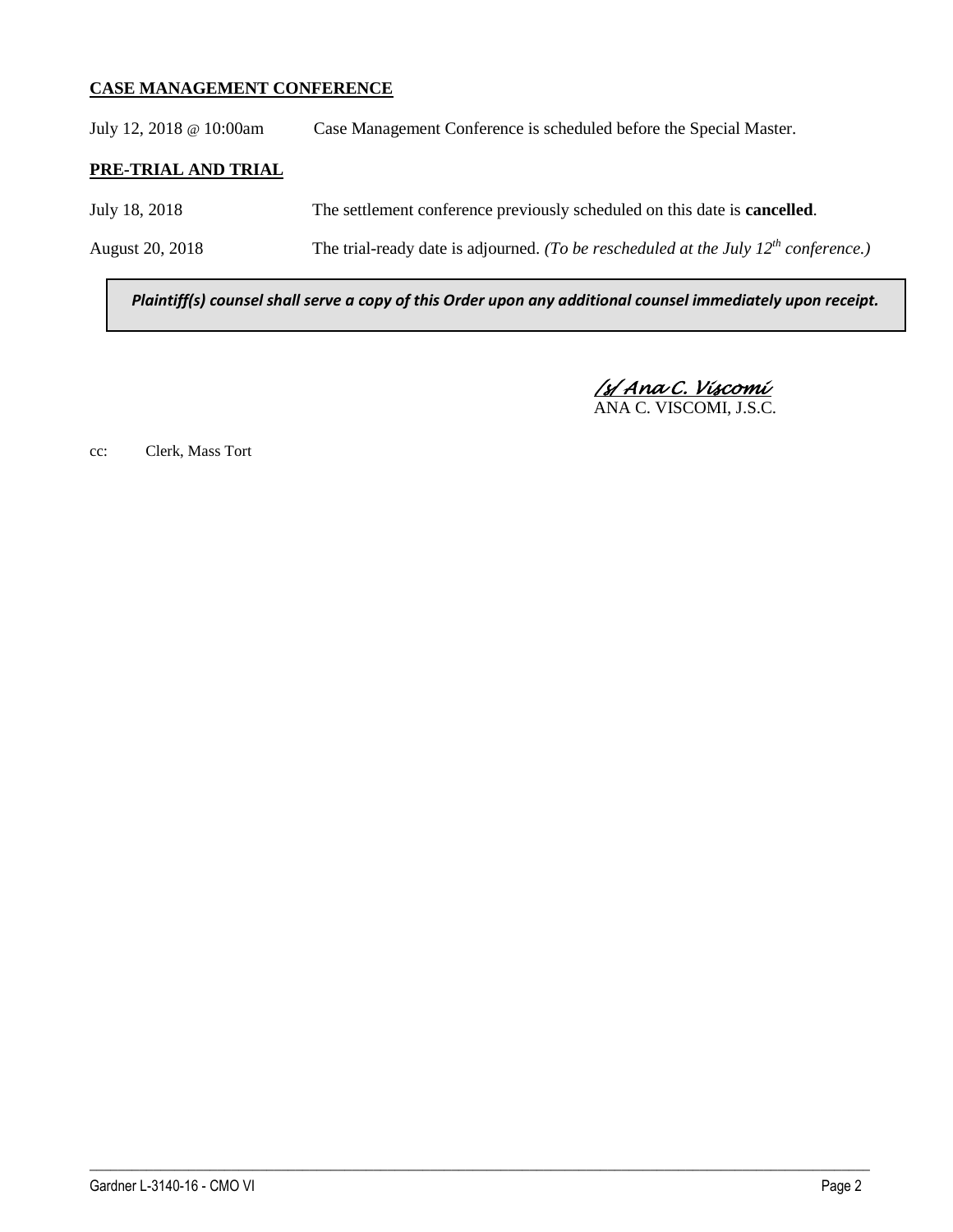**CASE MANAGEMENT CONFERENCE**

| | |
|---|---|
| July 12, 2018 @ 10:00am | Case Management Conference is scheduled before the Special Master. |

**PRE-TRIAL AND TRIAL**

| | |
|---|---|
| July 18, 2018 | The settlement conference previously scheduled on this date is **cancelled**. |
| August 20, 2018 | The trial-ready date is adjourned. *(To be rescheduled at the July 12th conference.)* |

***Plaintiff(s) counsel shall serve a copy of this Order upon any additional counsel immediately upon receipt.***

/s/ Ana C. Viscomi
ANA C. VISCOMI, J.S.C.

cc: Clerk, Mass Tort